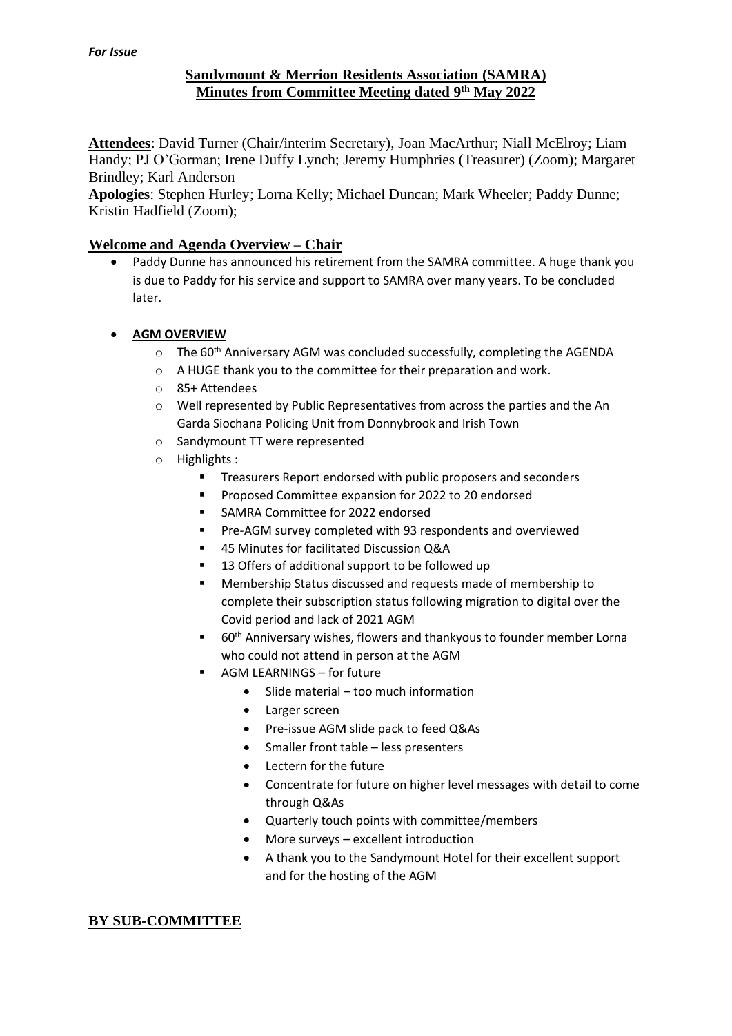***For Issue***

# Sandymount & Merrion Residents Association (SAMRA)
# Minutes from Committee Meeting dated 9th May 2022

**Attendees**: David Turner (Chair/interim Secretary), Joan MacArthur; Niall McElroy; Liam Handy; PJ O'Gorman; Irene Duffy Lynch; Jeremy Humphries (Treasurer) (Zoom); Margaret Brindley; Karl Anderson

**Apologies**: Stephen Hurley; Lorna Kelly; Michael Duncan; Mark Wheeler; Paddy Dunne; Kristin Hadfield (Zoom);

## Welcome and Agenda Overview – Chair

- Paddy Dunne has announced his retirement from the SAMRA committee. A huge thank you is due to Paddy for his service and support to SAMRA over many years. To be concluded later.

- **AGM OVERVIEW**
  - The 60th Anniversary AGM was concluded successfully, completing the AGENDA
  - A HUGE thank you to the committee for their preparation and work.
  - 85+ Attendees
  - Well represented by Public Representatives from across the parties and the An Garda Siochana Policing Unit from Donnybrook and Irish Town
  - Sandymount TT were represented
  - Highlights :
    - Treasurers Report endorsed with public proposers and seconders
    - Proposed Committee expansion for 2022 to 20 endorsed
    - SAMRA Committee for 2022 endorsed
    - Pre-AGM survey completed with 93 respondents and overviewed
    - 45 Minutes for facilitated Discussion Q&A
    - 13 Offers of additional support to be followed up
    - Membership Status discussed and requests made of membership to complete their subscription status following migration to digital over the Covid period and lack of 2021 AGM
    - 60th Anniversary wishes, flowers and thankyous to founder member Lorna who could not attend in person at the AGM
    - AGM LEARNINGS – for future
      - Slide material – too much information
      - Larger screen
      - Pre-issue AGM slide pack to feed Q&As
      - Smaller front table – less presenters
      - Lectern for the future
      - Concentrate for future on higher level messages with detail to come through Q&As
      - Quarterly touch points with committee/members
      - More surveys – excellent introduction
      - A thank you to the Sandymount Hotel for their excellent support and for the hosting of the AGM

## BY SUB-COMMITTEE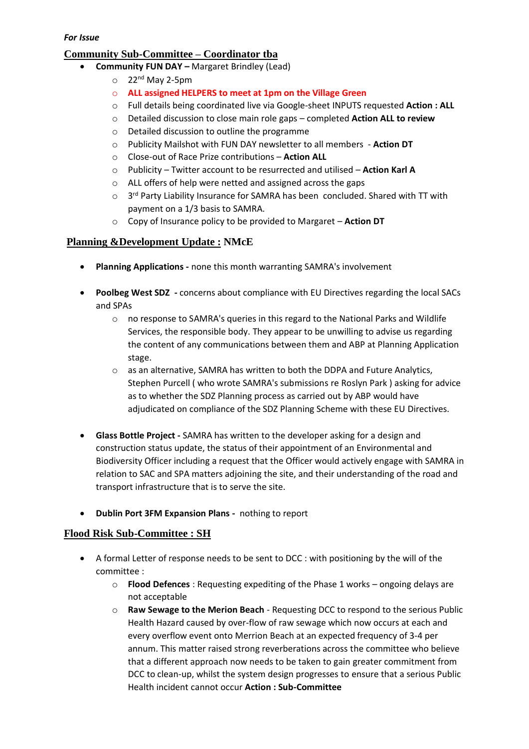***For Issue***

## Community Sub-Committee – Coordinator tba

- **Community FUN DAY –** Margaret Brindley (Lead)
  - 22nd May 2-5pm
  - **ALL assigned HELPERS to meet at 1pm on the Village Green**
  - Full details being coordinated live via Google-sheet INPUTS requested **Action : ALL**
  - Detailed discussion to close main role gaps – completed **Action ALL to review**
  - Detailed discussion to outline the programme
  - Publicity Mailshot with FUN DAY newsletter to all members - **Action DT**
  - Close-out of Race Prize contributions – **Action ALL**
  - Publicity – Twitter account to be resurrected and utilised – **Action Karl A**
  - ALL offers of help were netted and assigned across the gaps
  - 3rd Party Liability Insurance for SAMRA has been concluded. Shared with TT with payment on a 1/3 basis to SAMRA.
  - Copy of Insurance policy to be provided to Margaret – **Action DT**

## Planning &Development Update : NMcE

- **Planning Applications -** none this month warranting SAMRA's involvement
- **Poolbeg West SDZ -** concerns about compliance with EU Directives regarding the local SACs and SPAs
  - no response to SAMRA's queries in this regard to the National Parks and Wildlife Services, the responsible body. They appear to be unwilling to advise us regarding the content of any communications between them and ABP at Planning Application stage.
  - as an alternative, SAMRA has written to both the DDPA and Future Analytics, Stephen Purcell ( who wrote SAMRA's submissions re Roslyn Park ) asking for advice as to whether the SDZ Planning process as carried out by ABP would have adjudicated on compliance of the SDZ Planning Scheme with these EU Directives.
- **Glass Bottle Project -** SAMRA has written to the developer asking for a design and construction status update, the status of their appointment of an Environmental and Biodiversity Officer including a request that the Officer would actively engage with SAMRA in relation to SAC and SPA matters adjoining the site, and their understanding of the road and transport infrastructure that is to serve the site.
- **Dublin Port 3FM Expansion Plans -** nothing to report

## Flood Risk Sub-Committee : SH

- A formal Letter of response needs to be sent to DCC : with positioning by the will of the committee :
  - **Flood Defences** : Requesting expediting of the Phase 1 works – ongoing delays are not acceptable
  - **Raw Sewage to the Merion Beach** - Requesting DCC to respond to the serious Public Health Hazard caused by over-flow of raw sewage which now occurs at each and every overflow event onto Merrion Beach at an expected frequency of 3-4 per annum. This matter raised strong reverberations across the committee who believe that a different approach now needs to be taken to gain greater commitment from DCC to clean-up, whilst the system design progresses to ensure that a serious Public Health incident cannot occur **Action : Sub-Committee**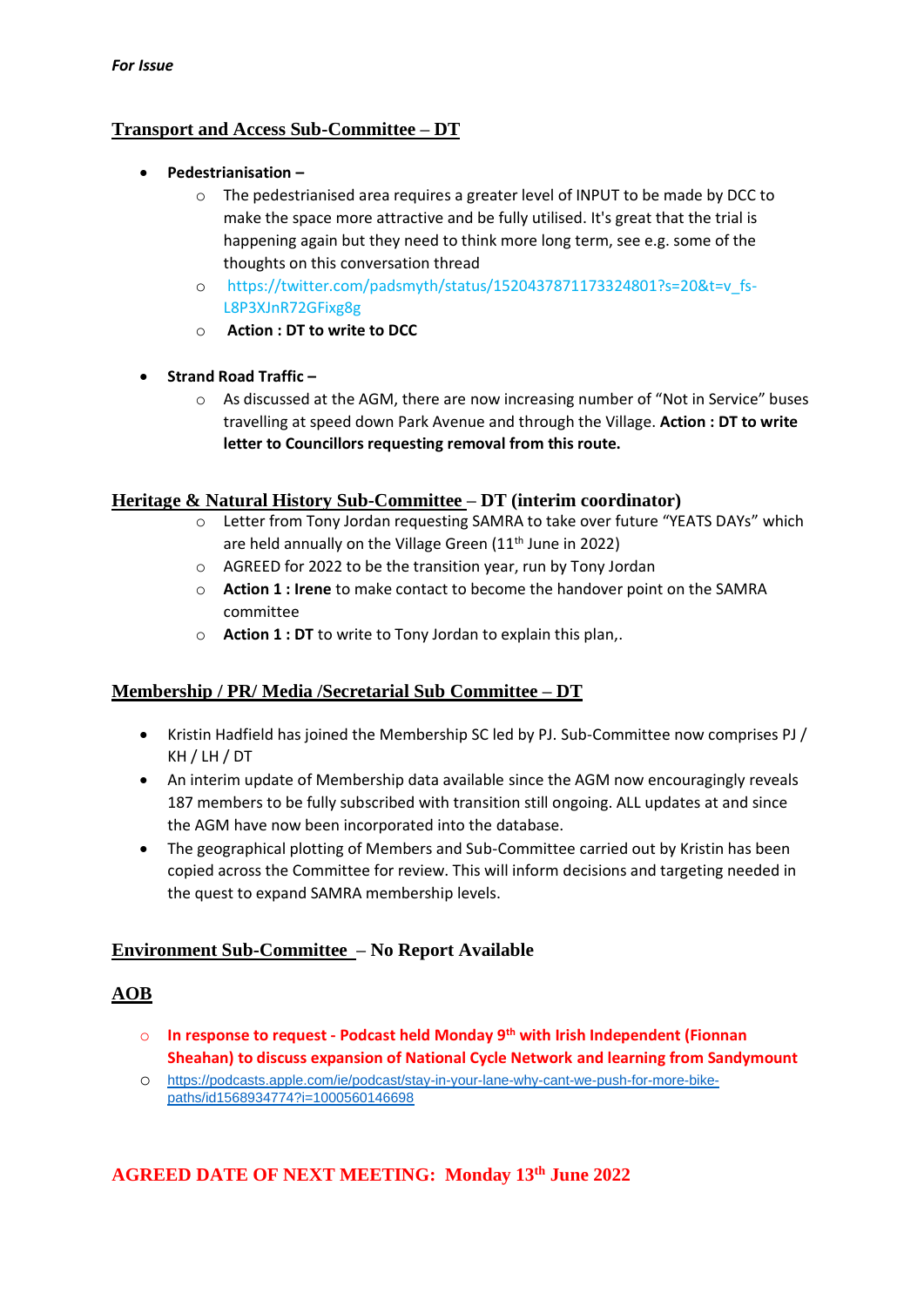*For Issue*

## Transport and Access Sub-Committee – DT

- **Pedestrianisation –**
    - The pedestrianised area requires a greater level of INPUT to be made by DCC to make the space more attractive and be fully utilised. It's great that the trial is happening again but they need to think more long term, see e.g. some of the thoughts on this conversation thread
    - https://twitter.com/padsmyth/status/1520437871173324801?s=20&t=v_fs-L8P3XJnR72GFixg8g
    - **Action : DT to write to DCC**

- **Strand Road Traffic –**
    - As discussed at the AGM, there are now increasing number of "Not in Service" buses travelling at speed down Park Avenue and through the Village. **Action : DT to write letter to Councillors requesting removal from this route.**

## Heritage & Natural History Sub-Committee – DT (interim coordinator)

- Letter from Tony Jordan requesting SAMRA to take over future "YEATS DAYs" which are held annually on the Village Green (11th June in 2022)
- AGREED for 2022 to be the transition year, run by Tony Jordan
- **Action 1 : Irene** to make contact to become the handover point on the SAMRA committee
- **Action 1 : DT** to write to Tony Jordan to explain this plan,.

## Membership / PR/ Media /Secretarial Sub Committee – DT

- Kristin Hadfield has joined the Membership SC led by PJ. Sub-Committee now comprises PJ / KH / LH / DT
- An interim update of Membership data available since the AGM now encouragingly reveals 187 members to be fully subscribed with transition still ongoing. ALL updates at and since the AGM have now been incorporated into the database.
- The geographical plotting of Members and Sub-Committee carried out by Kristin has been copied across the Committee for review. This will inform decisions and targeting needed in the quest to expand SAMRA membership levels.

## Environment Sub-Committee – No Report Available

## AOB

- **In response to request - Podcast held Monday 9th with Irish Independent (Fionnan Sheahan) to discuss expansion of National Cycle Network and learning from Sandymount**
- https://podcasts.apple.com/ie/podcast/stay-in-your-lane-why-cant-we-push-for-more-bike-paths/id1568934774?i=1000560146698

**AGREED DATE OF NEXT MEETING: Monday 13th June 2022**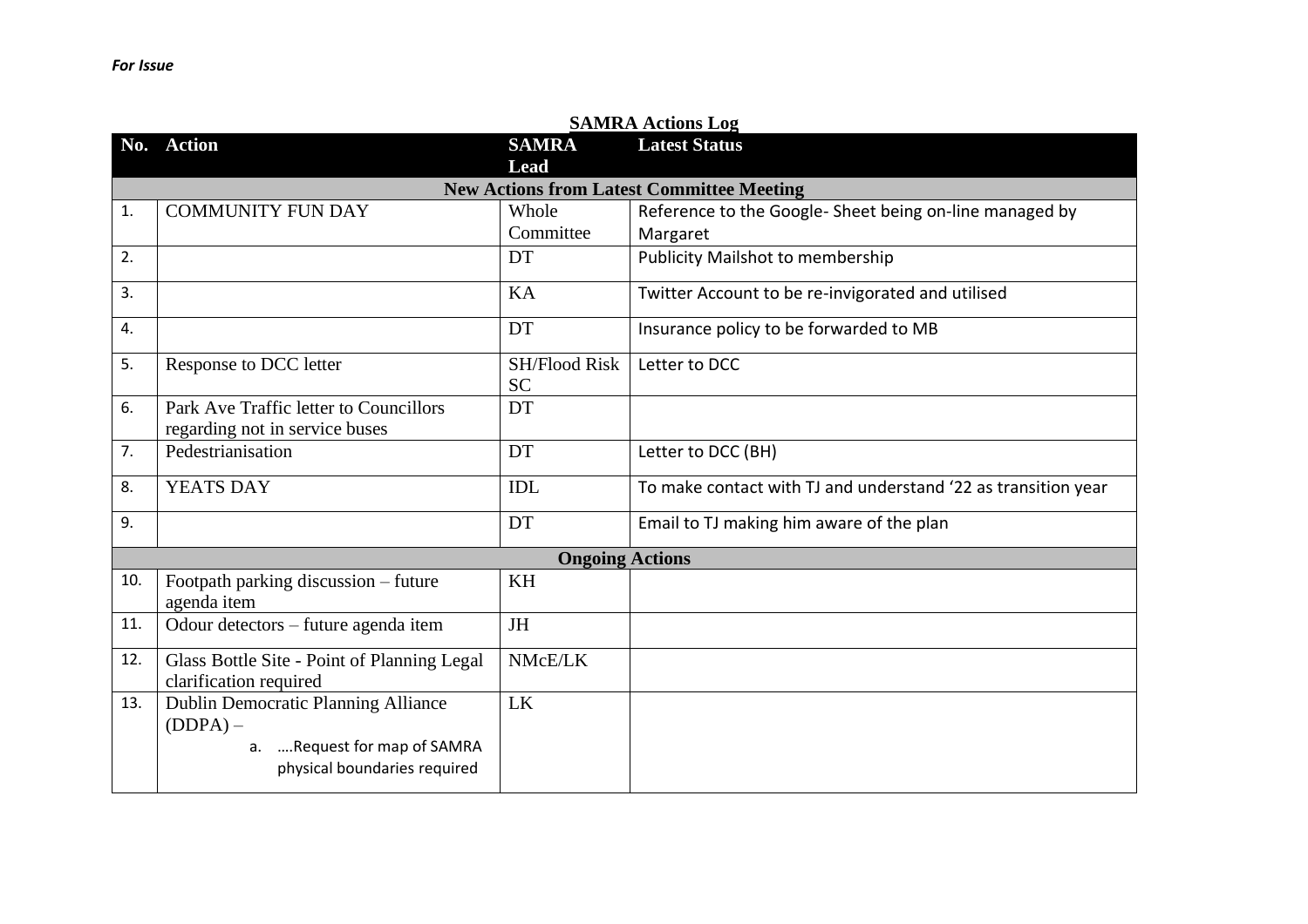*For Issue*

**SAMRA Actions Log**

| No. | Action | SAMRA Lead | Latest Status |
|---|---|---|---|
| **New Actions from Latest Committee Meeting** | | | |
| 1. | COMMUNITY FUN DAY | Whole Committee | Reference to the Google- Sheet being on-line managed by Margaret |
| 2. | | DT | Publicity Mailshot to membership |
| 3. | | KA | Twitter Account to be re-invigorated and utilised |
| 4. | | DT | Insurance policy to be forwarded to MB |
| 5. | Response to DCC letter | SH/Flood Risk SC | Letter to DCC |
| 6. | Park Ave Traffic letter to Councillors regarding not in service buses | DT | |
| 7. | Pedestrianisation | DT | Letter to DCC (BH) |
| 8. | YEATS DAY | IDL | To make contact with TJ and understand '22 as transition year |
| 9. | | DT | Email to TJ making him aware of the plan |
| **Ongoing Actions** | | | |
| 10. | Footpath parking discussion – future agenda item | KH | |
| 11. | Odour detectors – future agenda item | JH | |
| 12. | Glass Bottle Site - Point of Planning Legal clarification required | NMcE/LK | |
| 13. | Dublin Democratic Planning Alliance (DDPA) – a. ….Request for map of SAMRA physical boundaries required | LK | |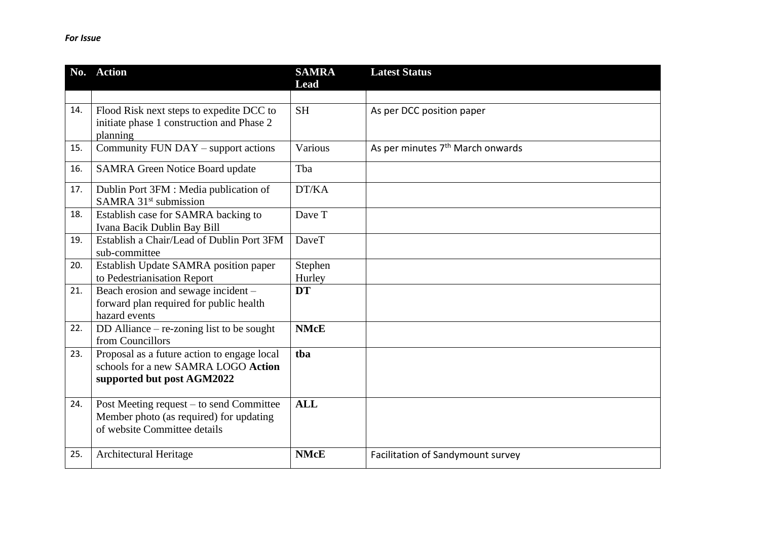***For Issue***

| No. | Action | SAMRA Lead | Latest Status |
|---|---|---|---|
| | | | |
| 14. | Flood Risk next steps to expedite DCC to initiate phase 1 construction and Phase 2 planning | SH | As per DCC position paper |
| 15. | Community FUN DAY – support actions | Various | As per minutes 7th March onwards |
| 16. | SAMRA Green Notice Board update | Tba | |
| 17. | Dublin Port 3FM : Media publication of SAMRA 31st submission | DT/KA | |
| 18. | Establish case for SAMRA backing to Ivana Bacik Dublin Bay Bill | Dave T | |
| 19. | Establish a Chair/Lead of Dublin Port 3FM sub-committee | DaveT | |
| 20. | Establish Update SAMRA position paper to Pedestrianisation Report | Stephen Hurley | |
| 21. | Beach erosion and sewage incident – forward plan required for public health hazard events | **DT** | |
| 22. | DD Alliance – re-zoning list to be sought from Councillors | **NMcE** | |
| 23. | Proposal as a future action to engage local schools for a new SAMRA LOGO **Action supported but post AGM2022** | **tba** | |
| 24. | Post Meeting request – to send Committee Member photo (as required) for updating of website Committee details | **ALL** | |
| 25. | Architectural Heritage | **NMcE** | Facilitation of Sandymount survey |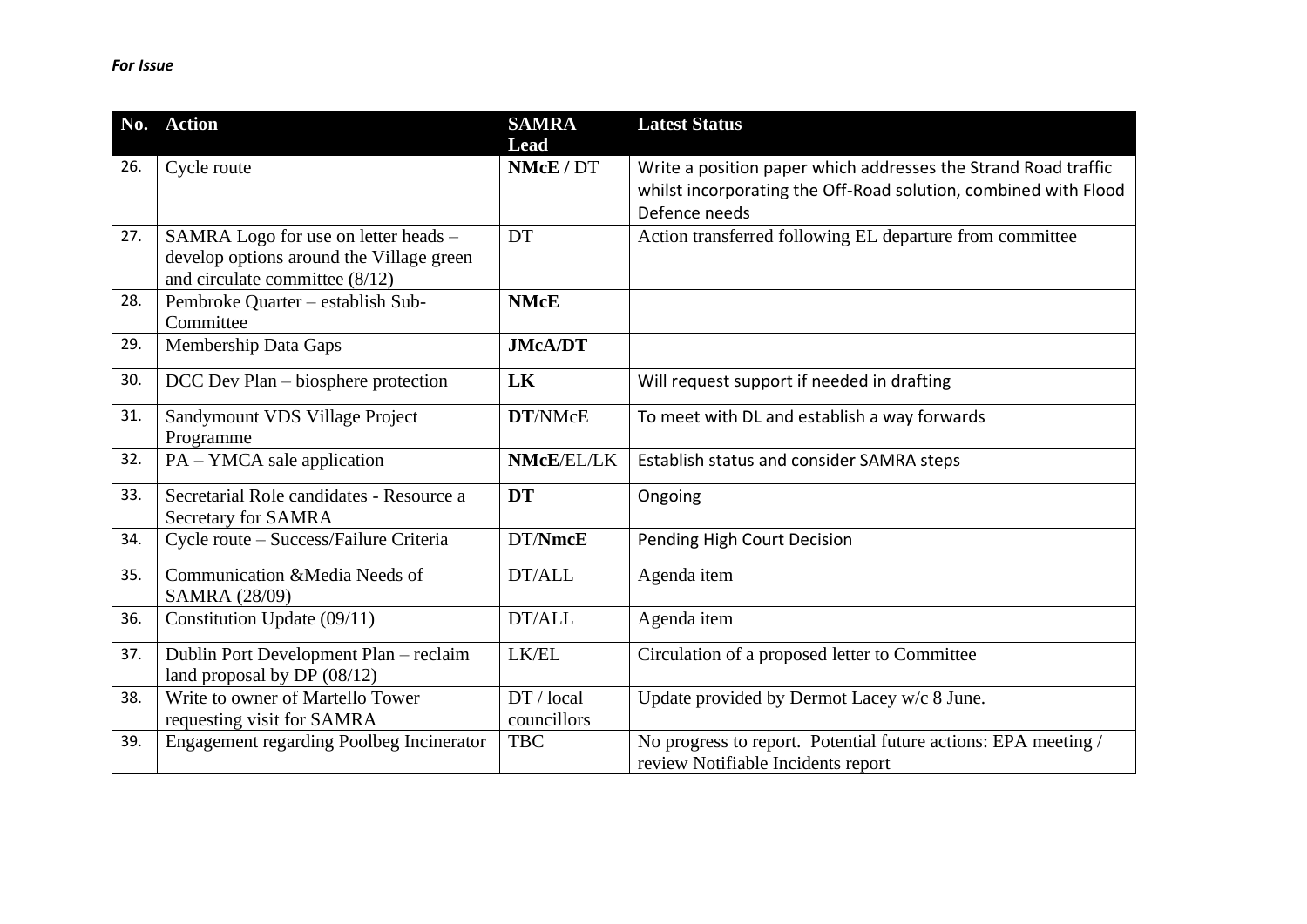*For Issue*

| No. | Action | SAMRA Lead | Latest Status |
|---|---|---|---|
| 26. | Cycle route | **NMcE** / DT | Write a position paper which addresses the Strand Road traffic whilst incorporating the Off-Road solution, combined with Flood Defence needs |
| 27. | SAMRA Logo for use on letter heads – develop options around the Village green and circulate committee (8/12) | DT | Action transferred following EL departure from committee |
| 28. | Pembroke Quarter – establish Sub-Committee | **NMcE** | |
| 29. | Membership Data Gaps | **JMcA/DT** | |
| 30. | DCC Dev Plan – biosphere protection | **LK** | Will request support if needed in drafting |
| 31. | Sandymount VDS Village Project Programme | **DT**/NMcE | To meet with DL and establish a way forwards |
| 32. | PA – YMCA sale application | **NMcE**/EL/LK | Establish status and consider SAMRA steps |
| 33. | Secretarial Role candidates - Resource a Secretary for SAMRA | **DT** | Ongoing |
| 34. | Cycle route – Success/Failure Criteria | DT/**NmcE** | Pending High Court Decision |
| 35. | Communication &Media Needs of SAMRA (28/09) | DT/ALL | Agenda item |
| 36. | Constitution Update (09/11) | DT/ALL | Agenda item |
| 37. | Dublin Port Development Plan – reclaim land proposal by DP (08/12) | LK/EL | Circulation of a proposed letter to Committee |
| 38. | Write to owner of Martello Tower requesting visit for SAMRA | DT / local councillors | Update provided by Dermot Lacey w/c 8 June. |
| 39. | Engagement regarding Poolbeg Incinerator | TBC | No progress to report. Potential future actions: EPA meeting / review Notifiable Incidents report |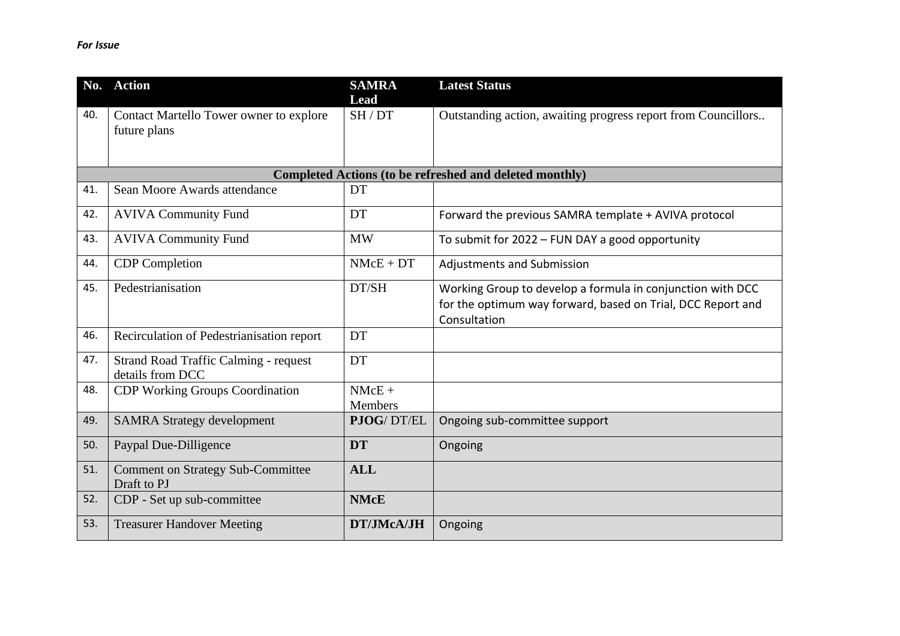*For Issue*

| No. | Action | SAMRA Lead | Latest Status |
| --- | --- | --- | --- |
| 40. | Contact Martello Tower owner to explore future plans | SH / DT | Outstanding action, awaiting progress report from Councillors.. |
| | **Completed Actions (to be refreshed and deleted monthly)** | | |
| 41. | Sean Moore Awards attendance | DT | |
| 42. | AVIVA Community Fund | DT | Forward the previous SAMRA template + AVIVA protocol |
| 43. | AVIVA Community Fund | MW | To submit for 2022 – FUN DAY a good opportunity |
| 44. | CDP Completion | NMcE + DT | Adjustments and Submission |
| 45. | Pedestrianisation | DT/SH | Working Group to develop a formula in conjunction with DCC for the optimum way forward, based on Trial, DCC Report and Consultation |
| 46. | Recirculation of Pedestrianisation report | DT | |
| 47. | Strand Road Traffic Calming - request details from DCC | DT | |
| 48. | CDP Working Groups Coordination | NMcE + Members | |
| 49. | SAMRA Strategy development | **PJOG**/ DT/EL | Ongoing sub-committee support |
| 50. | Paypal Due-Dilligence | **DT** | Ongoing |
| 51. | Comment on Strategy Sub-Committee Draft to PJ | **ALL** | |
| 52. | CDP - Set up sub-committee | **NMcE** | |
| 53. | Treasurer Handover Meeting | **DT/JMcA/JH** | Ongoing |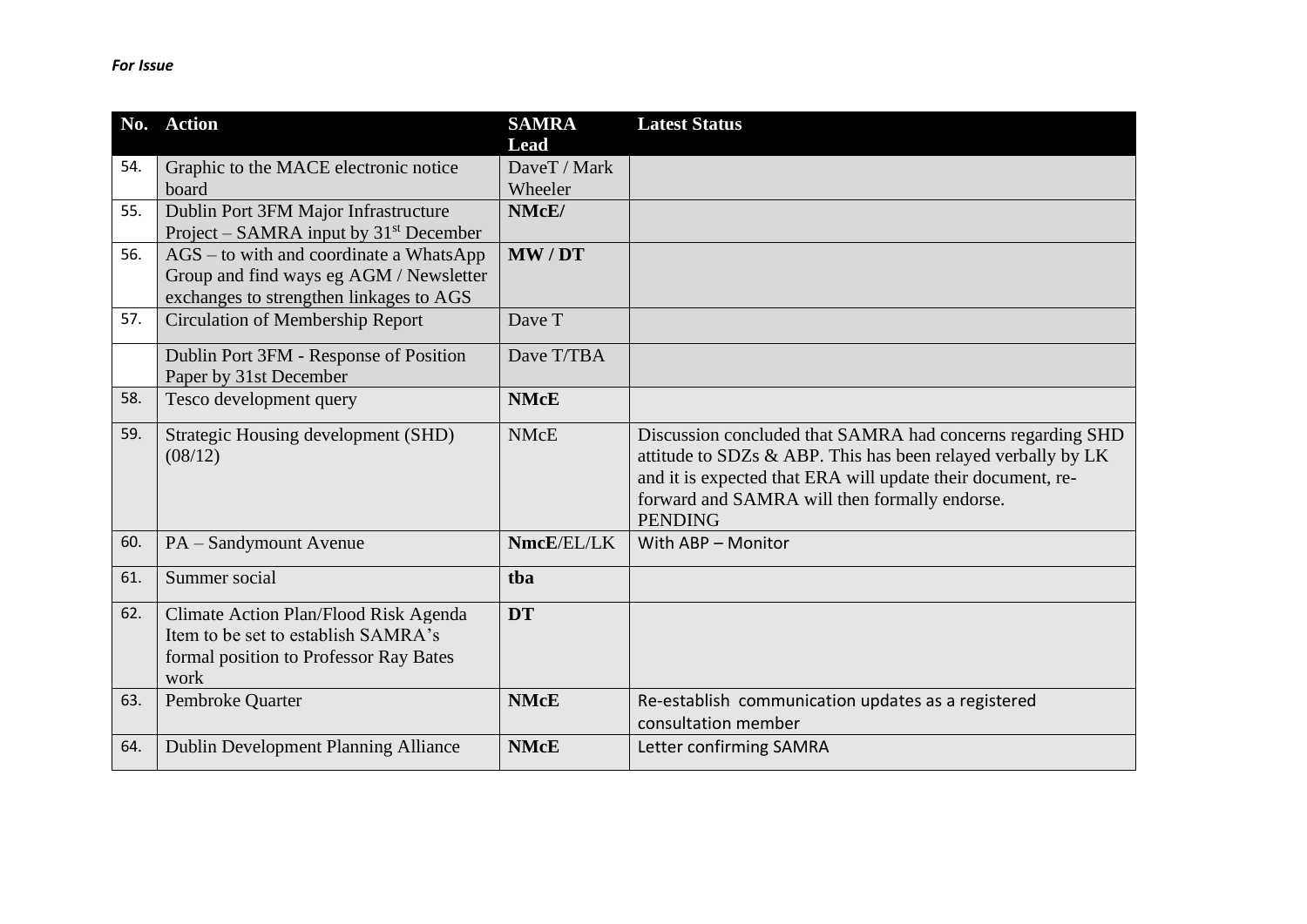*For Issue*

| No. | Action | SAMRA Lead | Latest Status |
|---|---|---|---|
| 54. | Graphic to the MACE electronic notice board | DaveT / Mark Wheeler | |
| 55. | Dublin Port 3FM Major Infrastructure Project – SAMRA input by 31st December | **NMcE/** | |
| 56. | AGS – to with and coordinate a WhatsApp Group and find ways eg AGM / Newsletter exchanges to strengthen linkages to AGS | **MW / DT** | |
| 57. | Circulation of Membership Report | Dave T | |
| | Dublin Port 3FM - Response of Position Paper by 31st December | Dave T/TBA | |
| 58. | Tesco development query | **NMcE** | |
| 59. | Strategic Housing development (SHD) (08/12) | NMcE | Discussion concluded that SAMRA had concerns regarding SHD attitude to SDZs & ABP. This has been relayed verbally by LK and it is expected that ERA will update their document, re-forward and SAMRA will then formally endorse. PENDING |
| 60. | PA – Sandymount Avenue | **NmcE**/EL/LK | With ABP – Monitor |
| 61. | Summer social | **tba** | |
| 62. | Climate Action Plan/Flood Risk Agenda Item to be set to establish SAMRA's formal position to Professor Ray Bates work | **DT** | |
| 63. | Pembroke Quarter | **NMcE** | Re-establish communication updates as a registered consultation member |
| 64. | Dublin Development Planning Alliance | **NMcE** | Letter confirming SAMRA |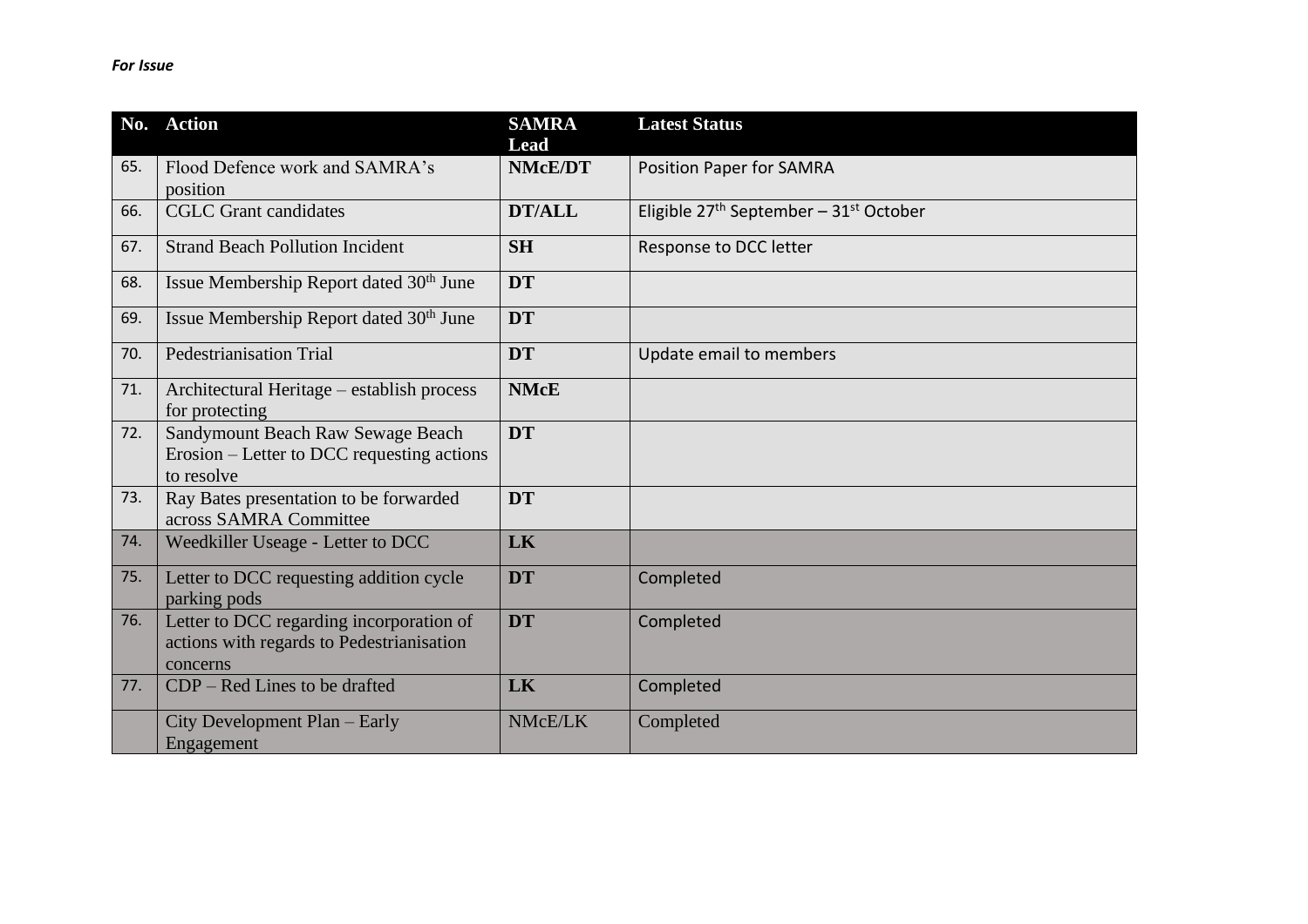*For Issue*

| No. | Action | SAMRA Lead | Latest Status |
|---|---|---|---|
| 65. | Flood Defence work and SAMRA's position | **NMcE/DT** | Position Paper for SAMRA |
| 66. | CGLC Grant candidates | **DT/ALL** | Eligible 27th September – 31st October |
| 67. | Strand Beach Pollution Incident | **SH** | Response to DCC letter |
| 68. | Issue Membership Report dated 30th June | **DT** | |
| 69. | Issue Membership Report dated 30th June | **DT** | |
| 70. | Pedestrianisation Trial | **DT** | Update email to members |
| 71. | Architectural Heritage – establish process for protecting | **NMcE** | |
| 72. | Sandymount Beach Raw Sewage Beach Erosion – Letter to DCC requesting actions to resolve | **DT** | |
| 73. | Ray Bates presentation to be forwarded across SAMRA Committee | **DT** | |
| 74. | Weedkiller Useage - Letter to DCC | **LK** | |
| 75. | Letter to DCC requesting addition cycle parking pods | **DT** | Completed |
| 76. | Letter to DCC regarding incorporation of actions with regards to Pedestrianisation concerns | **DT** | Completed |
| 77. | CDP – Red Lines to be drafted | **LK** | Completed |
| | City Development Plan – Early Engagement | NMcE/LK | Completed |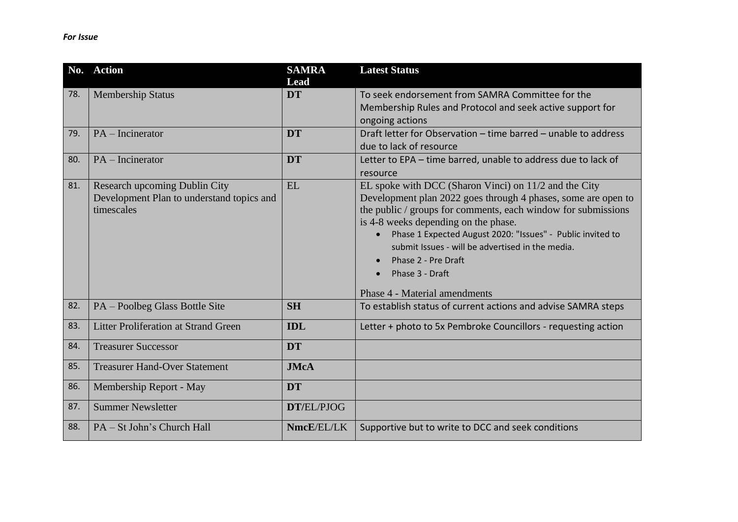*For Issue*

| No. | Action | SAMRA Lead | Latest Status |
|---|---|---|---|
| 78. | Membership Status | **DT** | To seek endorsement from SAMRA Committee for the Membership Rules and Protocol and seek active support for ongoing actions |
| 79. | PA – Incinerator | **DT** | Draft letter for Observation – time barred – unable to address due to lack of resource |
| 80. | PA – Incinerator | **DT** | Letter to EPA – time barred, unable to address due to lack of resource |
| 81. | Research upcoming Dublin City Development Plan to understand topics and timescales | EL | EL spoke with DCC (Sharon Vinci) on 11/2 and the City Development plan 2022 goes through 4 phases, some are open to the public / groups for comments, each window for submissions is 4-8 weeks depending on the phase.<br>• Phase 1 Expected August 2020: "Issues" - Public invited to submit Issues - will be advertised in the media.<br>• Phase 2 - Pre Draft<br>• Phase 3 - Draft<br><br>Phase 4 - Material amendments |
| 82. | PA – Poolbeg Glass Bottle Site | **SH** | To establish status of current actions and advise SAMRA steps |
| 83. | Litter Proliferation at Strand Green | **IDL** | Letter + photo to 5x Pembroke Councillors - requesting action |
| 84. | Treasurer Successor | **DT** | |
| 85. | Treasurer Hand-Over Statement | **JMcA** | |
| 86. | Membership Report - May | **DT** | |
| 87. | Summer Newsletter | **DT**/EL/PJOG | |
| 88. | PA – St John's Church Hall | **NmcE**/EL/LK | Supportive but to write to DCC and seek conditions |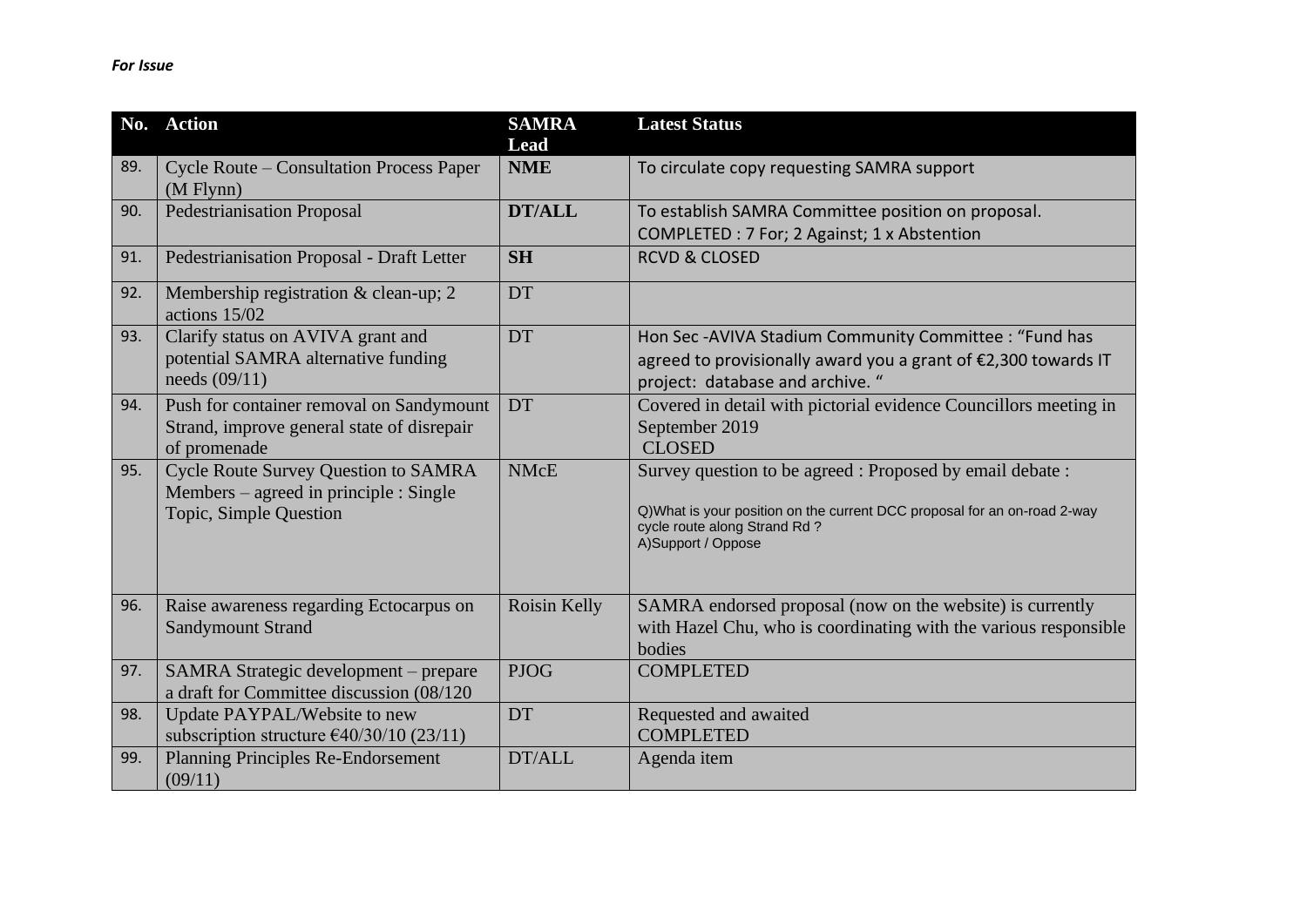*For Issue*

| No. | Action | SAMRA Lead | Latest Status |
|---|---|---|---|
| 89. | Cycle Route – Consultation Process Paper (M Flynn) | **NME** | To circulate copy requesting SAMRA support |
| 90. | Pedestrianisation Proposal | **DT/ALL** | To establish SAMRA Committee position on proposal. COMPLETED : 7 For; 2 Against; 1 x Abstention |
| 91. | Pedestrianisation Proposal - Draft Letter | **SH** | RCVD & CLOSED |
| 92. | Membership registration & clean-up; 2 actions 15/02 | DT | |
| 93. | Clarify status on AVIVA grant and potential SAMRA alternative funding needs (09/11) | DT | Hon Sec -AVIVA Stadium Community Committee : "Fund has agreed to provisionally award you a grant of €2,300 towards IT project: database and archive. " |
| 94. | Push for container removal on Sandymount Strand, improve general state of disrepair of promenade | DT | Covered in detail with pictorial evidence Councillors meeting in September 2019 CLOSED |
| 95. | Cycle Route Survey Question to SAMRA Members – agreed in principle : Single Topic, Simple Question | NMcE | Survey question to be agreed : Proposed by email debate : Q)What is your position on the current DCC proposal for an on-road 2-way cycle route along Strand Rd ? A)Support / Oppose |
| 96. | Raise awareness regarding Ectocarpus on Sandymount Strand | Roisin Kelly | SAMRA endorsed proposal (now on the website) is currently with Hazel Chu, who is coordinating with the various responsible bodies |
| 97. | SAMRA Strategic development – prepare a draft for Committee discussion (08/120 | PJOG | COMPLETED |
| 98. | Update PAYPAL/Website to new subscription structure €40/30/10 (23/11) | DT | Requested and awaited COMPLETED |
| 99. | Planning Principles Re-Endorsement (09/11) | DT/ALL | Agenda item |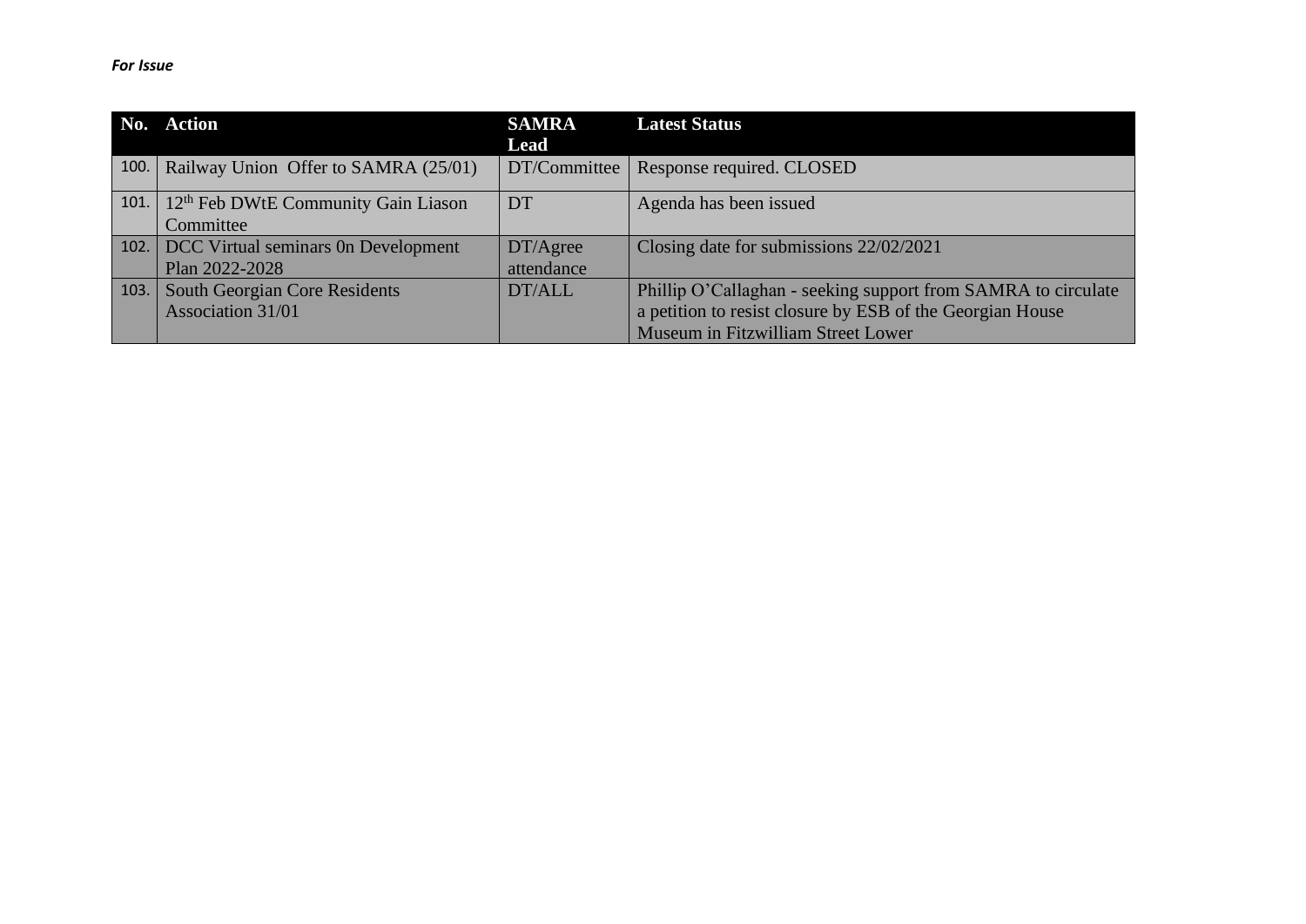***For Issue***

| No. | Action | SAMRA Lead | Latest Status |
|---|---|---|---|
| 100. | Railway Union Offer to SAMRA (25/01) | DT/Committee | Response required. CLOSED |
| 101. | 12th Feb DWtE Community Gain Liason Committee | DT | Agenda has been issued |
| 102. | DCC Virtual seminars 0n Development Plan 2022-2028 | DT/Agree attendance | Closing date for submissions 22/02/2021 |
| 103. | South Georgian Core Residents Association 31/01 | DT/ALL | Phillip O'Callaghan - seeking support from SAMRA to circulate a petition to resist closure by ESB of the Georgian House Museum in Fitzwilliam Street Lower |